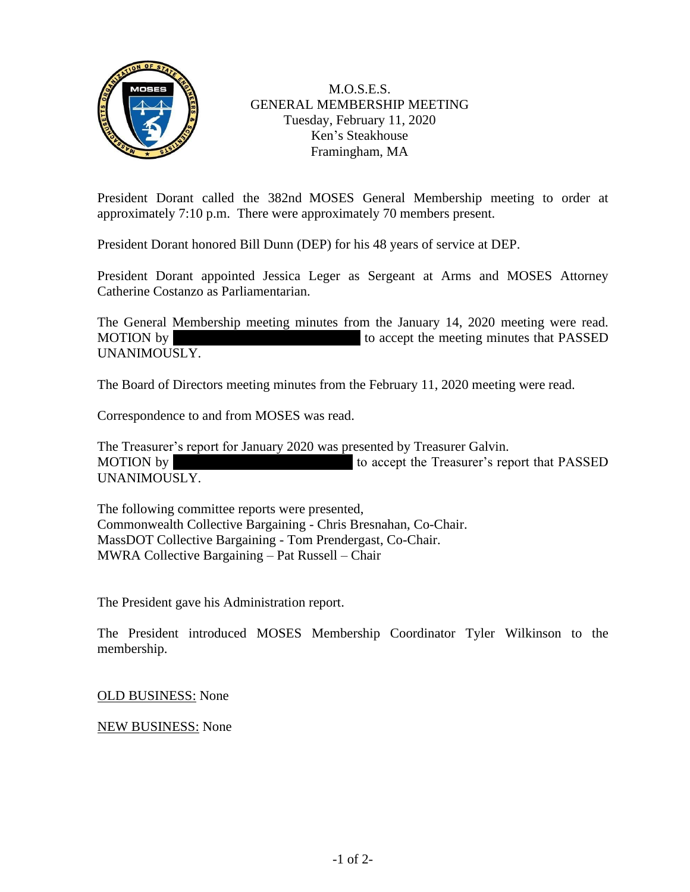M.O.S.E.S.
GENERAL MEMBERSHIP MEETING
Tuesday, February 11, 2020
Ken's Steakhouse
Framingham, MA

President Dorant called the 382nd MOSES General Membership meeting to order at approximately 7:10 p.m. There were approximately 70 members present.

President Dorant honored Bill Dunn (DEP) for his 48 years of service at DEP.

President Dorant appointed Jessica Leger as Sergeant at Arms and MOSES Attorney Catherine Costanzo as Parliamentarian.

The General Membership meeting minutes from the January 14, 2020 meeting were read. MOTION by [REDACTED] to accept the meeting minutes that PASSED UNANIMOUSLY.

The Board of Directors meeting minutes from the February 11, 2020 meeting were read.

Correspondence to and from MOSES was read.

The Treasurer's report for January 2020 was presented by Treasurer Galvin.
MOTION by [REDACTED] to accept the Treasurer's report that PASSED UNANIMOUSLY.

The following committee reports were presented,
Commonwealth Collective Bargaining - Chris Bresnahan, Co-Chair.
MassDOT Collective Bargaining - Tom Prendergast, Co-Chair.
MWRA Collective Bargaining – Pat Russell – Chair

The President gave his Administration report.

The President introduced MOSES Membership Coordinator Tyler Wilkinson to the membership.

OLD BUSINESS: None

NEW BUSINESS: None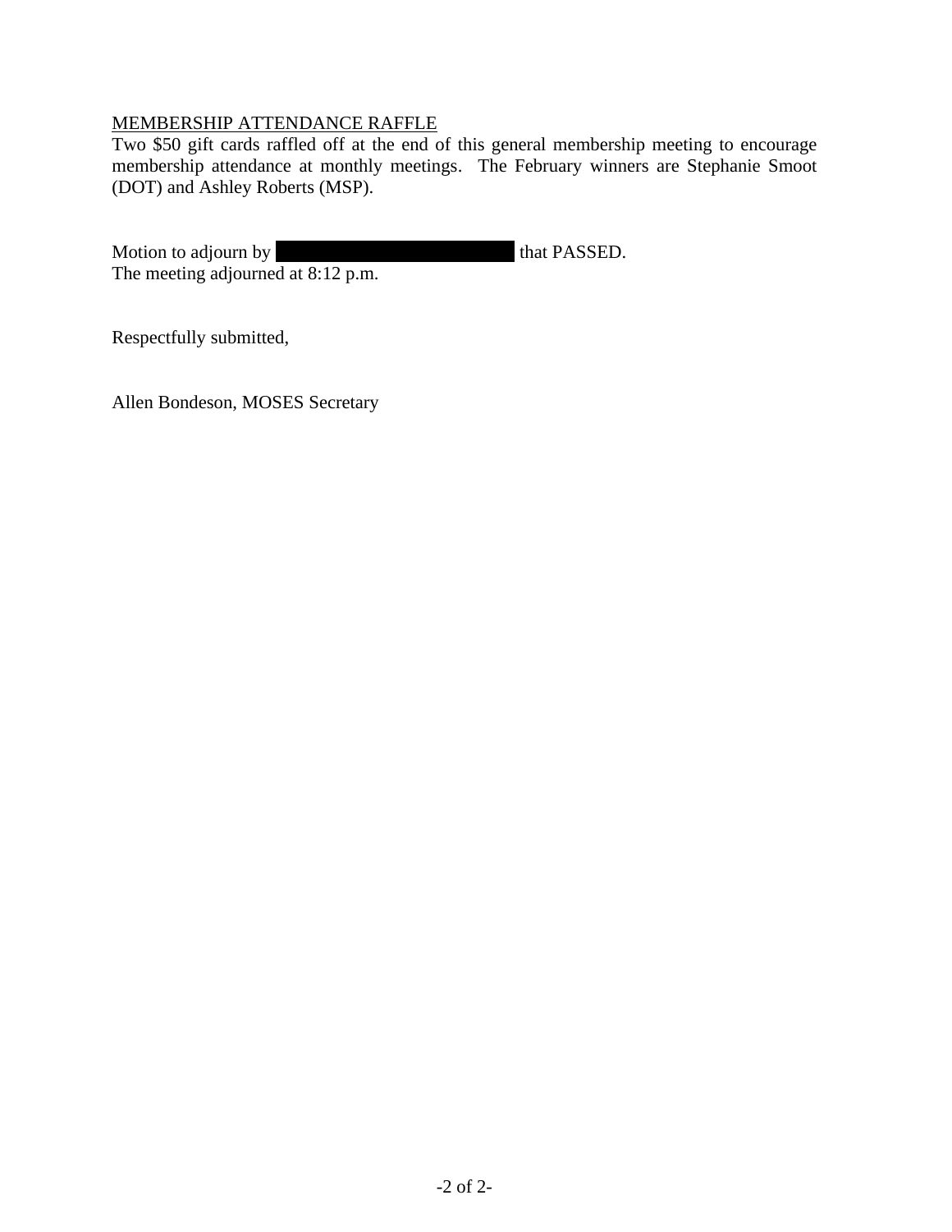MEMBERSHIP ATTENDANCE RAFFLE

Two $50 gift cards raffled off at the end of this general membership meeting to encourage membership attendance at monthly meetings. The February winners are Stephanie Smoot (DOT) and Ashley Roberts (MSP).

Motion to adjourn by [REDACTED] that PASSED.
The meeting adjourned at 8:12 p.m.

Respectfully submitted,

Allen Bondeson, MOSES Secretary